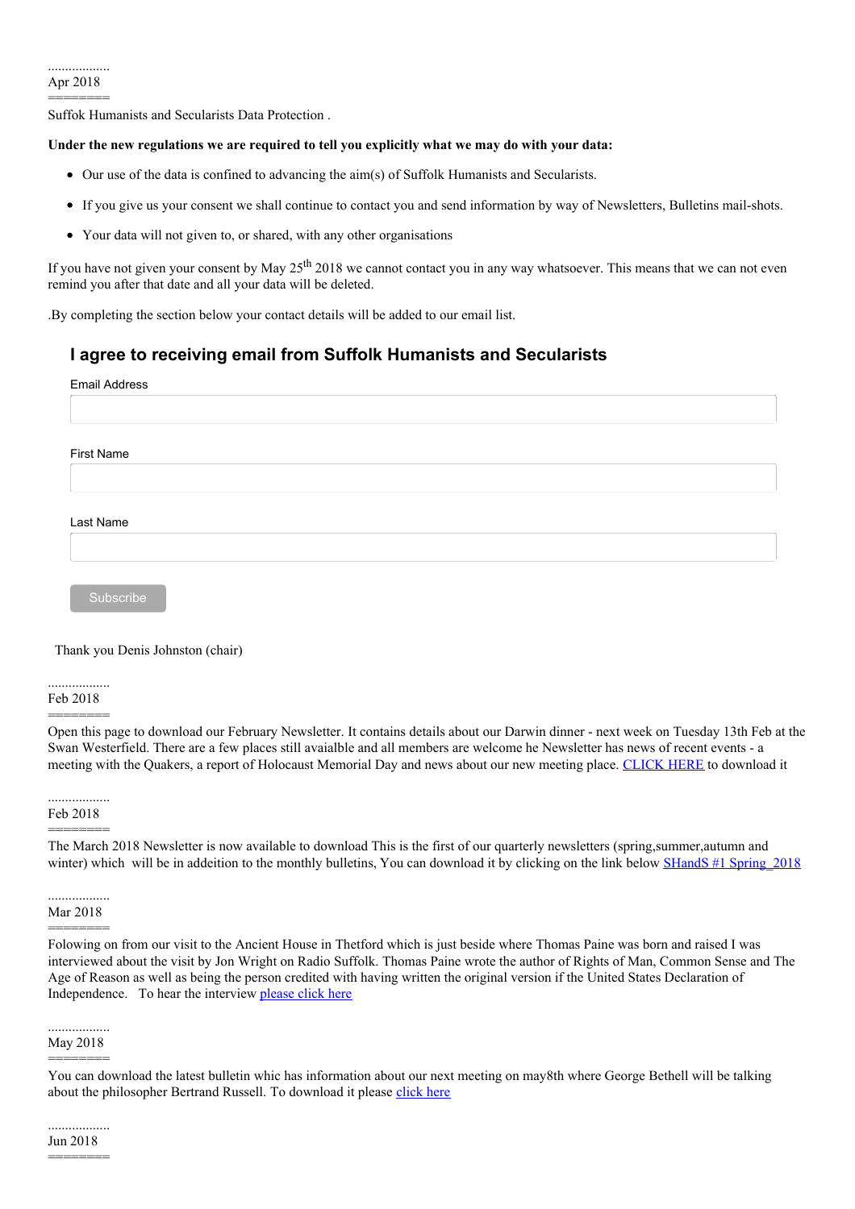..................
Apr 2018
========
Suffolk Humanists and Secularists Data Protection .

**Under the new regulations we are required to tell you explicitly what we may do with your data:**

- Our use of the data is confined to advancing the aim(s) of Suffolk Humanists and Secularists.
- If you give us your consent we shall continue to contact you and send information by way of Newsletters, Bulletins mail-shots.
- Your data will not given to, or shared, with any other organisations

If you have not given your consent by May 25th 2018 we cannot contact you in any way whatsoever. This means that we can not even remind you after that date and all your data will be deleted.

.By completing the section below your contact details will be added to our email list.

## I agree to receiving email from Suffolk Humanists and Secularists

Email Address

First Name

Last Name

Subscribe

Thank you Denis Johnston (chair)

..................
Feb 2018
========
Open this page to download our February Newsletter. It contains details about our Darwin dinner - next week on Tuesday 13th Feb at the Swan Westerfield. There are a few places still avaialble and all members are welcome he Newsletter has news of recent events - a meeting with the Quakers, a report of Holocaust Memorial Day and news about our new meeting place. CLICK HERE to download it

..................
Feb 2018
========
The March 2018 Newsletter is now available to download This is the first of our quarterly newsletters (spring,summer,autumn and winter) which will be in addeition to the monthly bulletins, You can download it by clicking on the link below SHandS #1 Spring_2018

..................
Mar 2018
========
Folowing on from our visit to the Ancient House in Thetford which is just beside where Thomas Paine was born and raised I was interviewed about the visit by Jon Wright on Radio Suffolk. Thomas Paine wrote the author of Rights of Man, Common Sense and The Age of Reason as well as being the person credited with having written the original version if the United States Declaration of Independence. To hear the interview please click here

..................
May 2018
========
You can download the latest bulletin whic has information about our next meeting on may8th where George Bethell will be talking about the philosopher Bertrand Russell. To download it please click here

..................
Jun 2018
========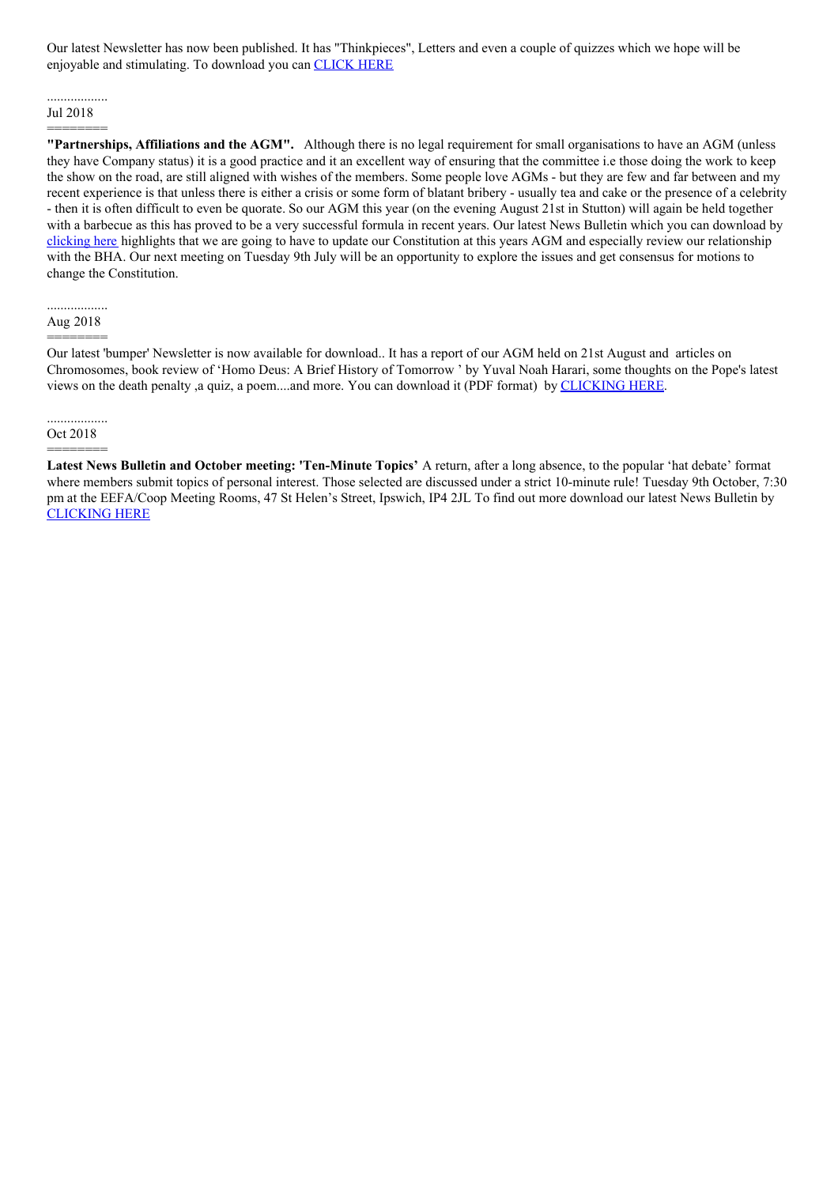Our latest Newsletter has now been published. It has "Thinkpieces", Letters and even a couple of quizzes which we hope will be enjoyable and stimulating. To download you can CLICK HERE

..................
Jul 2018
========

**"Partnerships, Affiliations and the AGM".** Although there is no legal requirement for small organisations to have an AGM (unless they have Company status) it is a good practice and it an excellent way of ensuring that the committee i.e those doing the work to keep the show on the road, are still aligned with wishes of the members. Some people love AGMs - but they are few and far between and my recent experience is that unless there is either a crisis or some form of blatant bribery - usually tea and cake or the presence of a celebrity - then it is often difficult to even be quorate. So our AGM this year (on the evening August 21st in Stutton) will again be held together with a barbecue as this has proved to be a very successful formula in recent years. Our latest News Bulletin which you can download by clicking here highlights that we are going to have to update our Constitution at this years AGM and especially review our relationship with the BHA. Our next meeting on Tuesday 9th July will be an opportunity to explore the issues and get consensus for motions to change the Constitution.

..................
Aug 2018
========

Our latest 'bumper' Newsletter is now available for download.. It has a report of our AGM held on 21st August and articles on Chromosomes, book review of 'Homo Deus: A Brief History of Tomorrow ' by Yuval Noah Harari, some thoughts on the Pope's latest views on the death penalty ,a quiz, a poem....and more. You can download it (PDF format) by CLICKING HERE.

..................
Oct 2018
========

**Latest News Bulletin and October meeting: 'Ten-Minute Topics'** A return, after a long absence, to the popular 'hat debate' format where members submit topics of personal interest. Those selected are discussed under a strict 10-minute rule! Tuesday 9th October, 7:30 pm at the EEFA/Coop Meeting Rooms, 47 St Helen's Street, Ipswich, IP4 2JL To find out more download our latest News Bulletin by CLICKING HERE